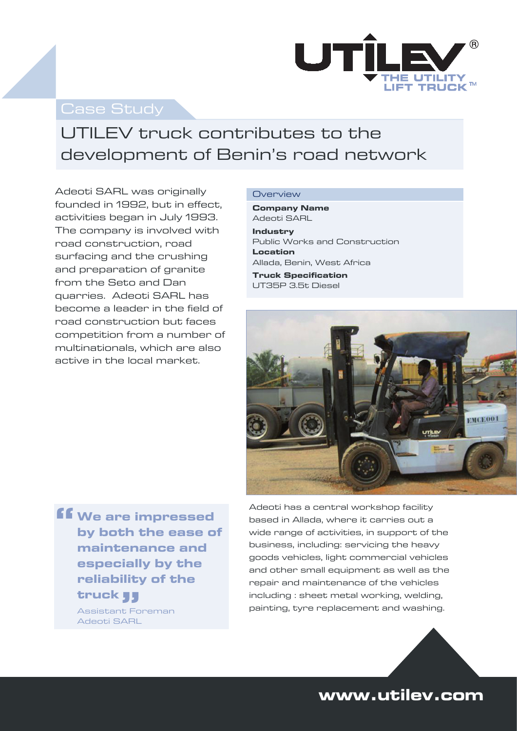UTILEV® THE UTILITY LIFT TRUCK™

Case Study

# UTILEV truck contributes to the development of Benin's road network

Adeoti SARL was originally founded in 1992, but in effect, activities began in July 1993. The company is involved with road construction, road surfacing and the crushing and preparation of granite from the Seto and Dan quarries. Adeoti SARL has become a leader in the field of road construction but faces competition from a number of multinationals, which are also active in the local market.

## Overview

**Company Name**
Adeoti SARL

**Industry**
Public Works and Construction

**Location**
Allada, Benin, West Africa

**Truck Specification**
UT35P 3.5t Diesel

Adeoti has a central workshop facility based in Allada, where it carries out a wide range of activities, in support of the business, including: servicing the heavy goods vehicles, light commercial vehicles and other small equipment as well as the repair and maintenance of the vehicles including : sheet metal working, welding, painting, tyre replacement and washing.

> **"We are impressed by both the ease of maintenance and especially by the reliability of the truck"**
>
> Assistant Foreman
> Adeoti SARL

**www.utilev.com**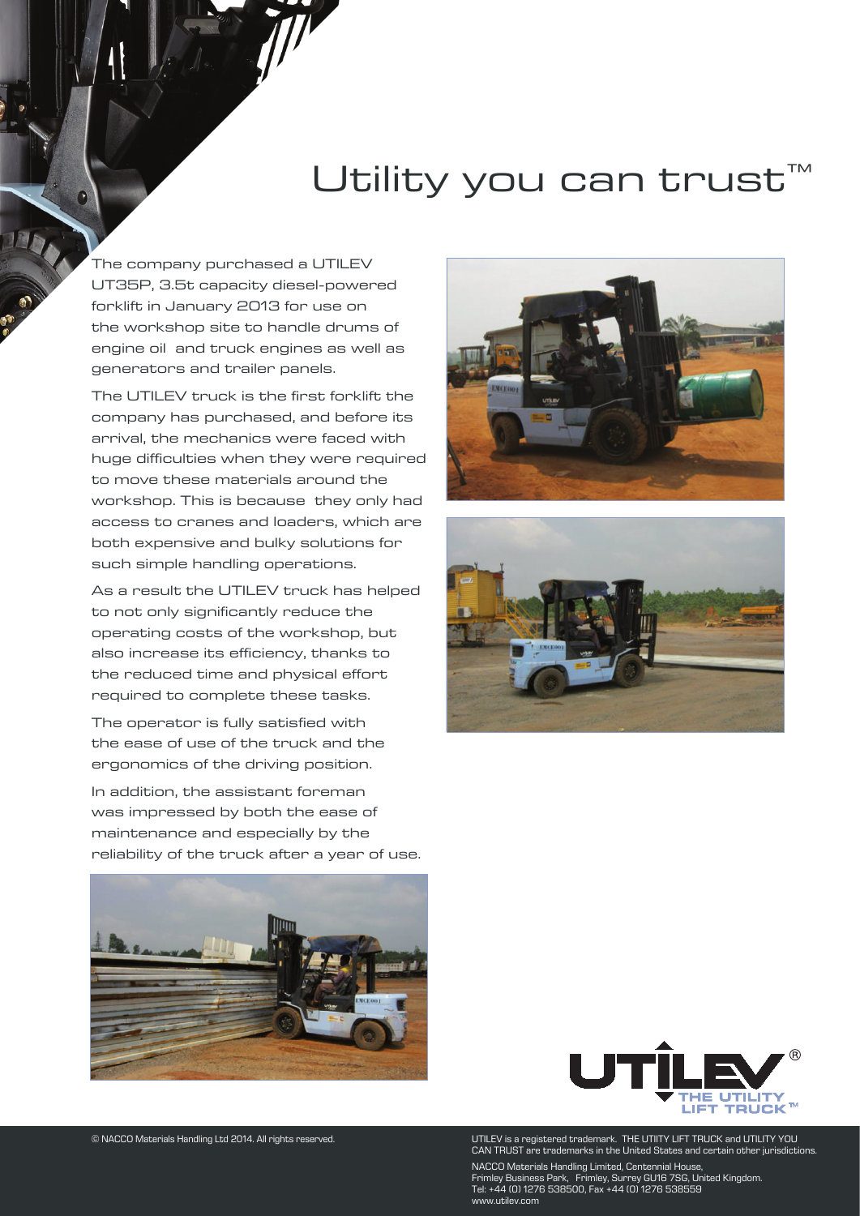# Utility you can trust™

The company purchased a UTILEV UT35P, 3.5t capacity diesel-powered forklift in January 2013 for use on the workshop site to handle drums of engine oil and truck engines as well as generators and trailer panels.

The UTILEV truck is the first forklift the company has purchased, and before its arrival, the mechanics were faced with huge difficulties when they were required to move these materials around the workshop. This is because they only had access to cranes and loaders, which are both expensive and bulky solutions for such simple handling operations.

As a result the UTILEV truck has helped to not only significantly reduce the operating costs of the workshop, but also increase its efficiency, thanks to the reduced time and physical effort required to complete these tasks.

The operator is fully satisfied with the ease of use of the truck and the ergonomics of the driving position.

In addition, the assistant foreman was impressed by both the ease of maintenance and especially by the reliability of the truck after a year of use.

UTILEV® THE UTILITY LIFT TRUCK™

© NACCO Materials Handling Ltd 2014. All rights reserved.

UTILEV is a registered trademark. THE UTIITY LIFT TRUCK and UTILITY YOU CAN TRUST are trademarks in the United States and certain other jurisdictions.

NACCO Materials Handling Limited, Centennial House, Frimley Business Park, Frimley, Surrey GU16 7SG, United Kingdom. Tel: +44 (0) 1276 538500, Fax +44 (0) 1276 538559 www.utilev.com